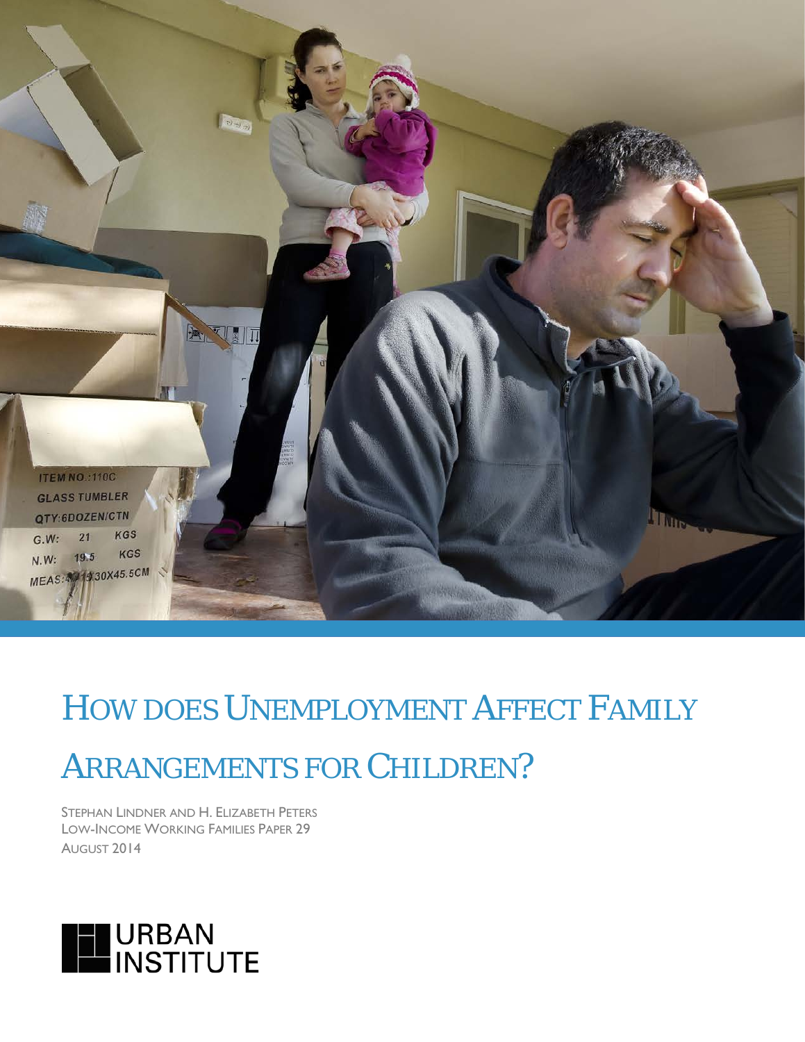# How does Unemployment Affect Family Arrangements for Children?

Stephan Lindner and H. Elizabeth Peters
Low-Income Working Families Paper 29
August 2014

URBAN INSTITUTE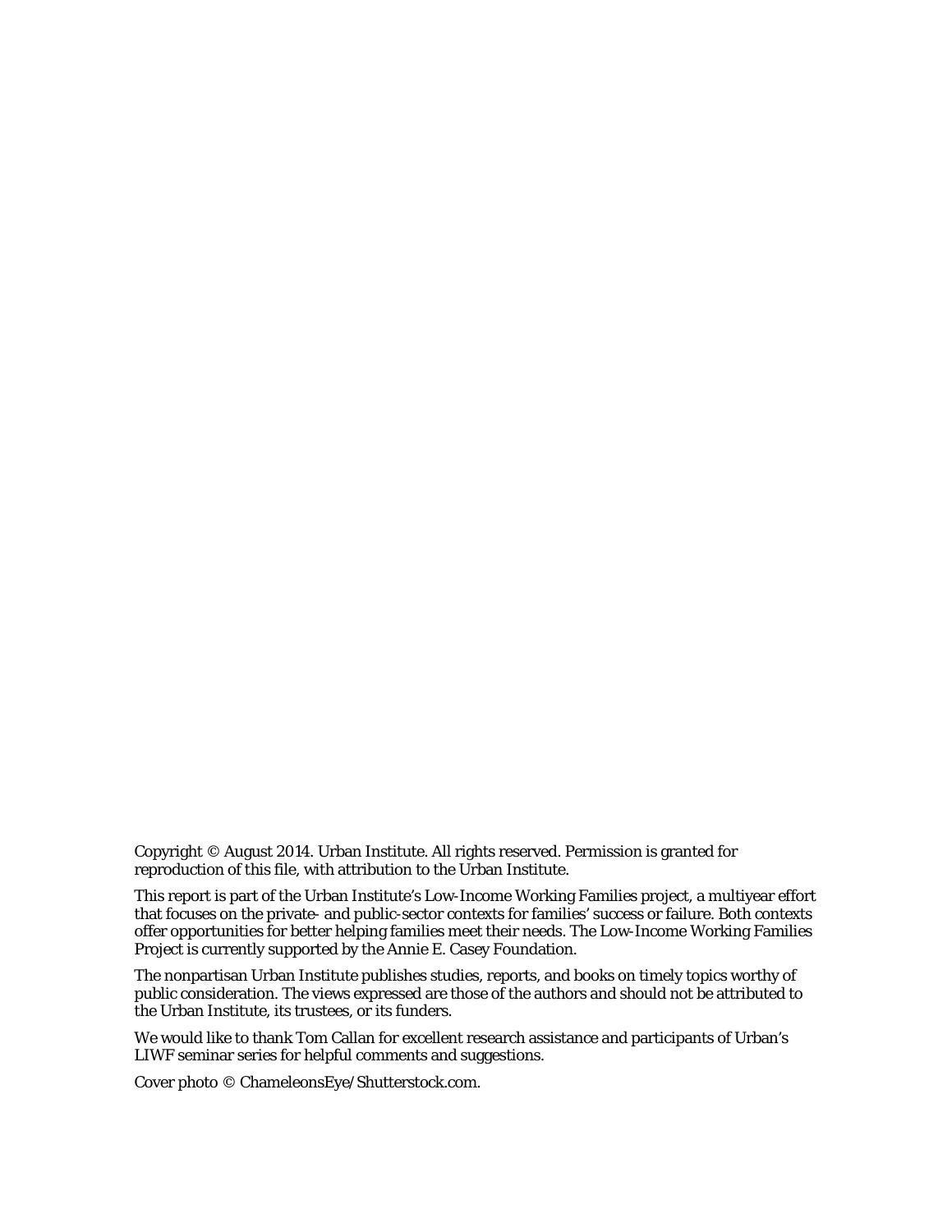Copyright © August 2014. Urban Institute. All rights reserved. Permission is granted for reproduction of this file, with attribution to the Urban Institute.

This report is part of the Urban Institute's Low-Income Working Families project, a multiyear effort that focuses on the private- and public-sector contexts for families' success or failure. Both contexts offer opportunities for better helping families meet their needs. The Low-Income Working Families Project is currently supported by the Annie E. Casey Foundation.

The nonpartisan Urban Institute publishes studies, reports, and books on timely topics worthy of public consideration. The views expressed are those of the authors and should not be attributed to the Urban Institute, its trustees, or its funders.

We would like to thank Tom Callan for excellent research assistance and participants of Urban's LIWF seminar series for helpful comments and suggestions.

Cover photo © ChameleonsEye/Shutterstock.com.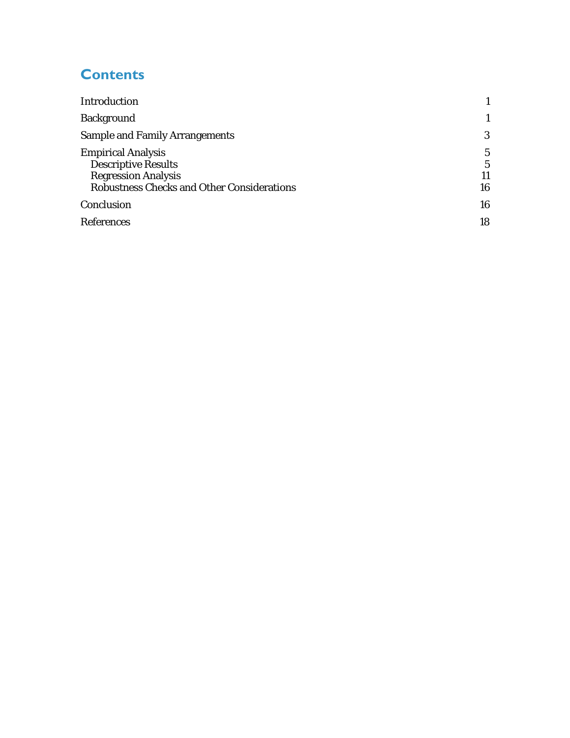# Contents

| | |
|---|---|
| Introduction | 1 |
| Background | 1 |
| Sample and Family Arrangements | 3 |
| Empirical Analysis | 5 |
| Descriptive Results | 5 |
| Regression Analysis | 11 |
| Robustness Checks and Other Considerations | 16 |
| Conclusion | 16 |
| References | 18 |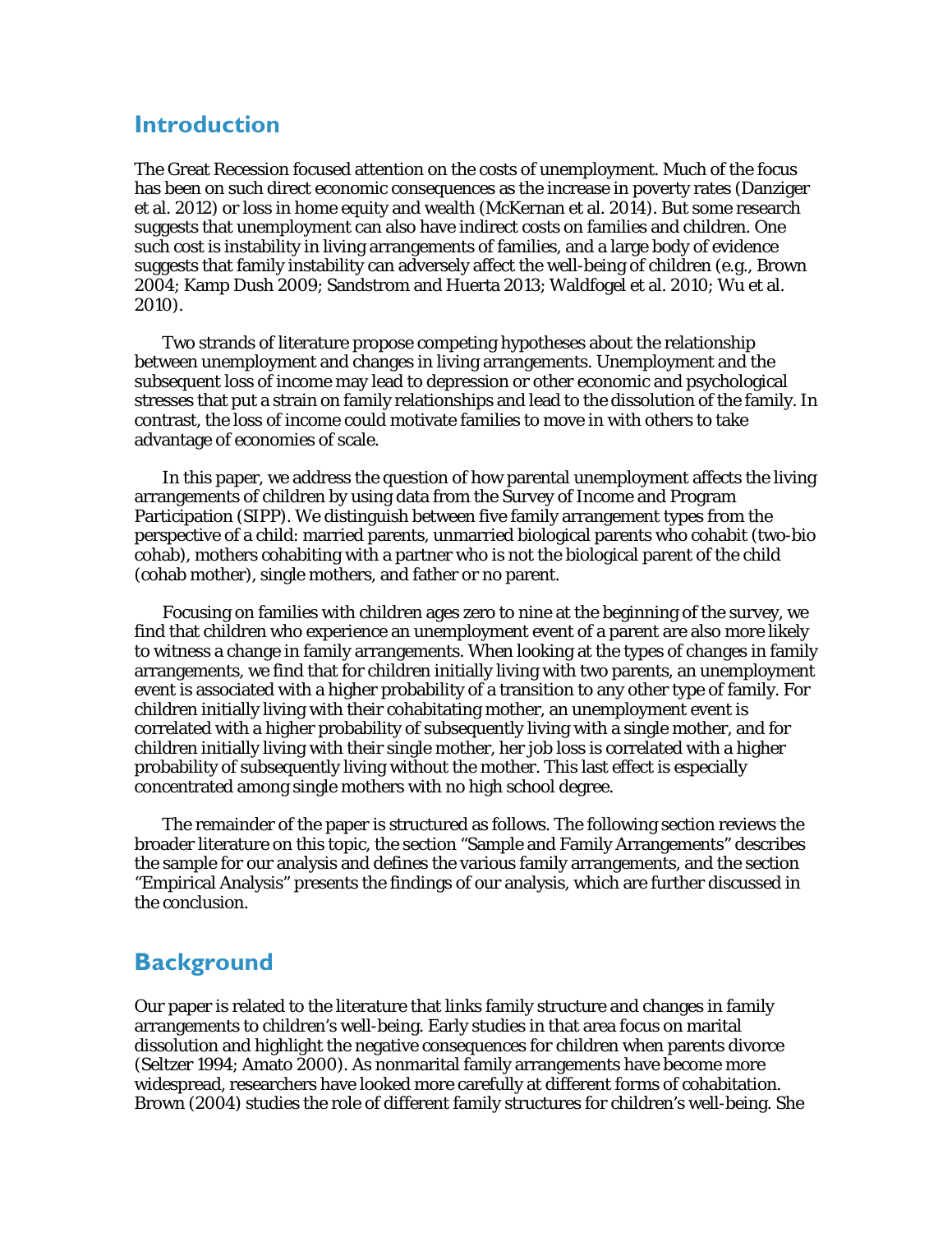## Introduction

The Great Recession focused attention on the costs of unemployment. Much of the focus has been on such direct economic consequences as the increase in poverty rates (Danziger et al. 2012) or loss in home equity and wealth (McKernan et al. 2014). But some research suggests that unemployment can also have indirect costs on families and children. One such cost is instability in living arrangements of families, and a large body of evidence suggests that family instability can adversely affect the well-being of children (e.g., Brown 2004; Kamp Dush 2009; Sandstrom and Huerta 2013; Waldfogel et al. 2010; Wu et al. 2010).

Two strands of literature propose competing hypotheses about the relationship between unemployment and changes in living arrangements. Unemployment and the subsequent loss of income may lead to depression or other economic and psychological stresses that put a strain on family relationships and lead to the dissolution of the family. In contrast, the loss of income could motivate families to move in with others to take advantage of economies of scale.

In this paper, we address the question of how parental unemployment affects the living arrangements of children by using data from the Survey of Income and Program Participation (SIPP). We distinguish between five family arrangement types from the perspective of a child: married parents, unmarried biological parents who cohabit (two-bio cohab), mothers cohabiting with a partner who is not the biological parent of the child (cohab mother), single mothers, and father or no parent.

Focusing on families with children ages zero to nine at the beginning of the survey, we find that children who experience an unemployment event of a parent are also more likely to witness a change in family arrangements. When looking at the types of changes in family arrangements, we find that for children initially living with two parents, an unemployment event is associated with a higher probability of a transition to any other type of family. For children initially living with their cohabitating mother, an unemployment event is correlated with a higher probability of subsequently living with a single mother, and for children initially living with their single mother, her job loss is correlated with a higher probability of subsequently living without the mother. This last effect is especially concentrated among single mothers with no high school degree.

The remainder of the paper is structured as follows. The following section reviews the broader literature on this topic, the section "Sample and Family Arrangements" describes the sample for our analysis and defines the various family arrangements, and the section "Empirical Analysis" presents the findings of our analysis, which are further discussed in the conclusion.

## Background

Our paper is related to the literature that links family structure and changes in family arrangements to children's well-being. Early studies in that area focus on marital dissolution and highlight the negative consequences for children when parents divorce (Seltzer 1994; Amato 2000). As nonmarital family arrangements have become more widespread, researchers have looked more carefully at different forms of cohabitation. Brown (2004) studies the role of different family structures for children's well-being. She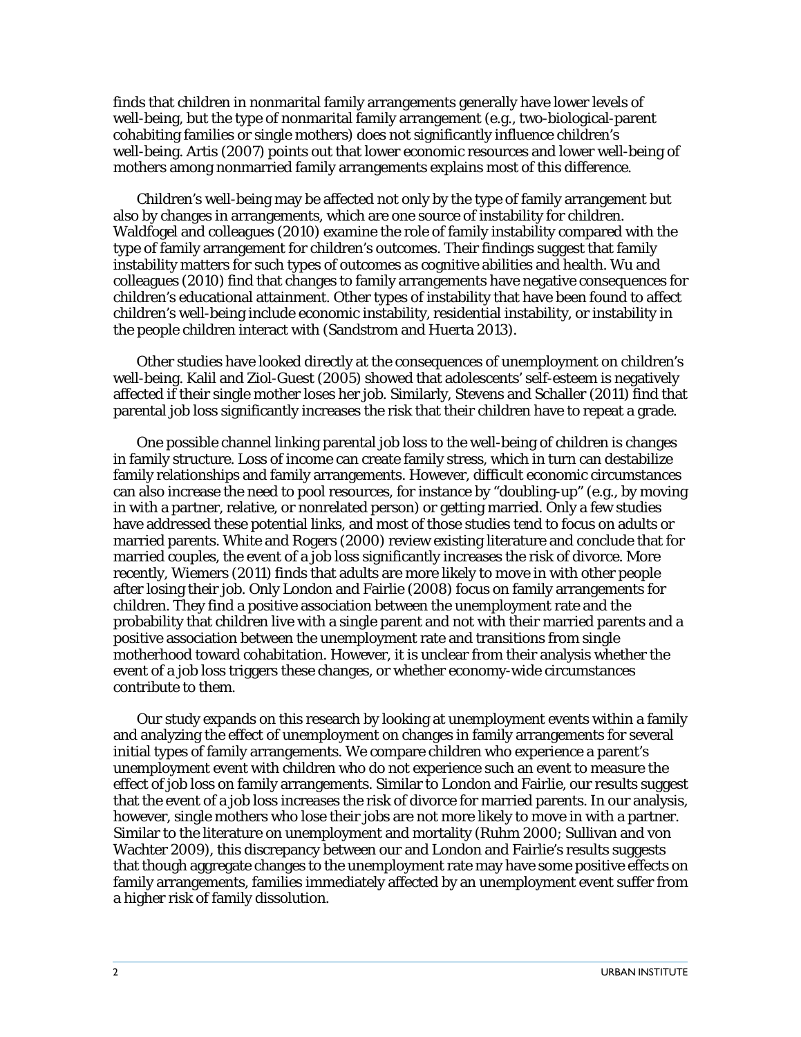finds that children in nonmarital family arrangements generally have lower levels of well-being, but the type of nonmarital family arrangement (e.g., two-biological-parent cohabiting families or single mothers) does not significantly influence children's well-being. Artis (2007) points out that lower economic resources and lower well-being of mothers among nonmarried family arrangements explains most of this difference.

Children's well-being may be affected not only by the type of family arrangement but also by changes in arrangements, which are one source of instability for children. Waldfogel and colleagues (2010) examine the role of family instability compared with the type of family arrangement for children's outcomes. Their findings suggest that family instability matters for such types of outcomes as cognitive abilities and health. Wu and colleagues (2010) find that changes to family arrangements have negative consequences for children's educational attainment. Other types of instability that have been found to affect children's well-being include economic instability, residential instability, or instability in the people children interact with (Sandstrom and Huerta 2013).

Other studies have looked directly at the consequences of unemployment on children's well-being. Kalil and Ziol-Guest (2005) showed that adolescents' self-esteem is negatively affected if their single mother loses her job. Similarly, Stevens and Schaller (2011) find that parental job loss significantly increases the risk that their children have to repeat a grade.

One possible channel linking parental job loss to the well-being of children is changes in family structure. Loss of income can create family stress, which in turn can destabilize family relationships and family arrangements. However, difficult economic circumstances can also increase the need to pool resources, for instance by "doubling-up" (e.g., by moving in with a partner, relative, or nonrelated person) or getting married. Only a few studies have addressed these potential links, and most of those studies tend to focus on adults or married parents. White and Rogers (2000) review existing literature and conclude that for married couples, the event of a job loss significantly increases the risk of divorce. More recently, Wiemers (2011) finds that adults are more likely to move in with other people after losing their job. Only London and Fairlie (2008) focus on family arrangements for children. They find a positive association between the unemployment rate and the probability that children live with a single parent and not with their married parents and a positive association between the unemployment rate and transitions from single motherhood toward cohabitation. However, it is unclear from their analysis whether the event of a job loss triggers these changes, or whether economy-wide circumstances contribute to them.

Our study expands on this research by looking at unemployment events within a family and analyzing the effect of unemployment on changes in family arrangements for several initial types of family arrangements. We compare children who experience a parent's unemployment event with children who do not experience such an event to measure the effect of job loss on family arrangements. Similar to London and Fairlie, our results suggest that the event of a job loss increases the risk of divorce for married parents. In our analysis, however, single mothers who lose their jobs are not more likely to move in with a partner. Similar to the literature on unemployment and mortality (Ruhm 2000; Sullivan and von Wachter 2009), this discrepancy between our and London and Fairlie's results suggests that though aggregate changes to the unemployment rate may have some positive effects on family arrangements, families immediately affected by an unemployment event suffer from a higher risk of family dissolution.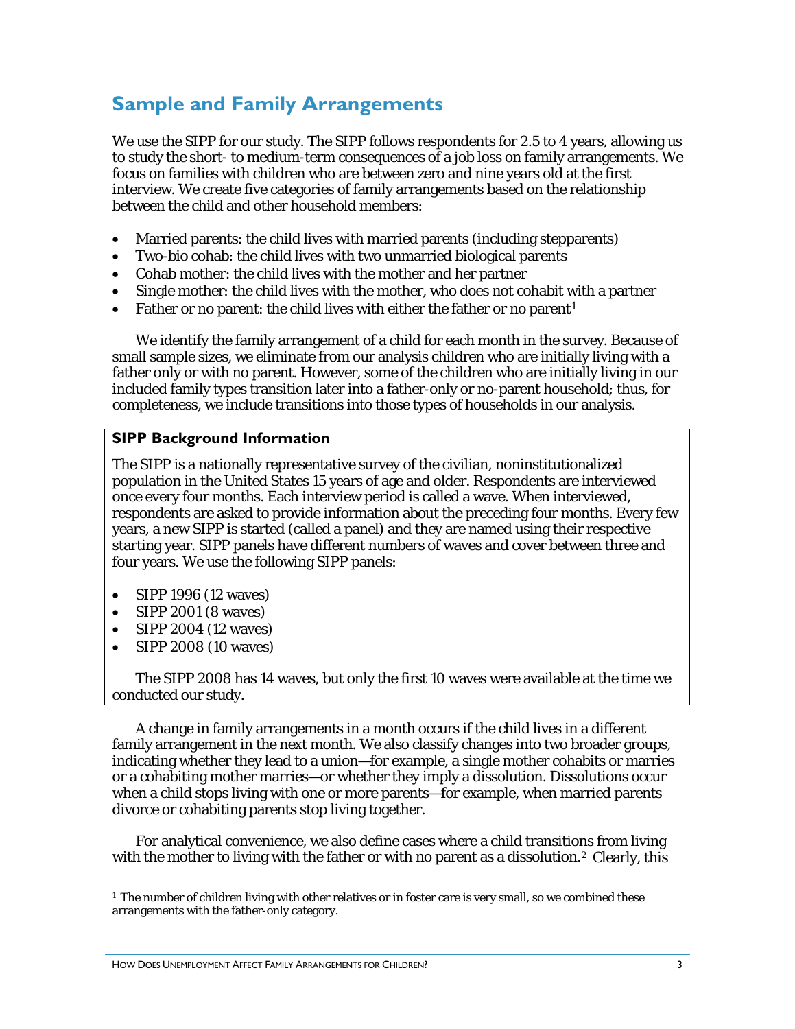## Sample and Family Arrangements

We use the SIPP for our study. The SIPP follows respondents for 2.5 to 4 years, allowing us to study the short- to medium-term consequences of a job loss on family arrangements. We focus on families with children who are between zero and nine years old at the first interview. We create five categories of family arrangements based on the relationship between the child and other household members:

- Married parents: the child lives with married parents (including stepparents)
- Two-bio cohab: the child lives with two unmarried biological parents
- Cohab mother: the child lives with the mother and her partner
- Single mother: the child lives with the mother, who does not cohabit with a partner
- Father or no parent: the child lives with either the father or no parent[1]

We identify the family arrangement of a child for each month in the survey. Because of small sample sizes, we eliminate from our analysis children who are initially living with a father only or with no parent. However, some of the children who are initially living in our included family types transition later into a father-only or no-parent household; thus, for completeness, we include transitions into those types of households in our analysis.

> **SIPP Background Information**
>
> The SIPP is a nationally representative survey of the civilian, noninstitutionalized population in the United States 15 years of age and older. Respondents are interviewed once every four months. Each interview period is called a wave. When interviewed, respondents are asked to provide information about the preceding four months. Every few years, a new SIPP is started (called a panel) and they are named using their respective starting year. SIPP panels have different numbers of waves and cover between three and four years. We use the following SIPP panels:
>
> - SIPP 1996 (12 waves)
> - SIPP 2001 (8 waves)
> - SIPP 2004 (12 waves)
> - SIPP 2008 (10 waves)
>
> The SIPP 2008 has 14 waves, but only the first 10 waves were available at the time we conducted our study.

A change in family arrangements in a month occurs if the child lives in a different family arrangement in the next month. We also classify changes into two broader groups, indicating whether they lead to a union—for example, a single mother cohabits or marries or a cohabiting mother marries—or whether they imply a dissolution. Dissolutions occur when a child stops living with one or more parents—for example, when married parents divorce or cohabiting parents stop living together.

For analytical convenience, we also define cases where a child transitions from living with the mother to living with the father or with no parent as a dissolution.[2] Clearly, this

[1] The number of children living with other relatives or in foster care is very small, so we combined these arrangements with the father-only category.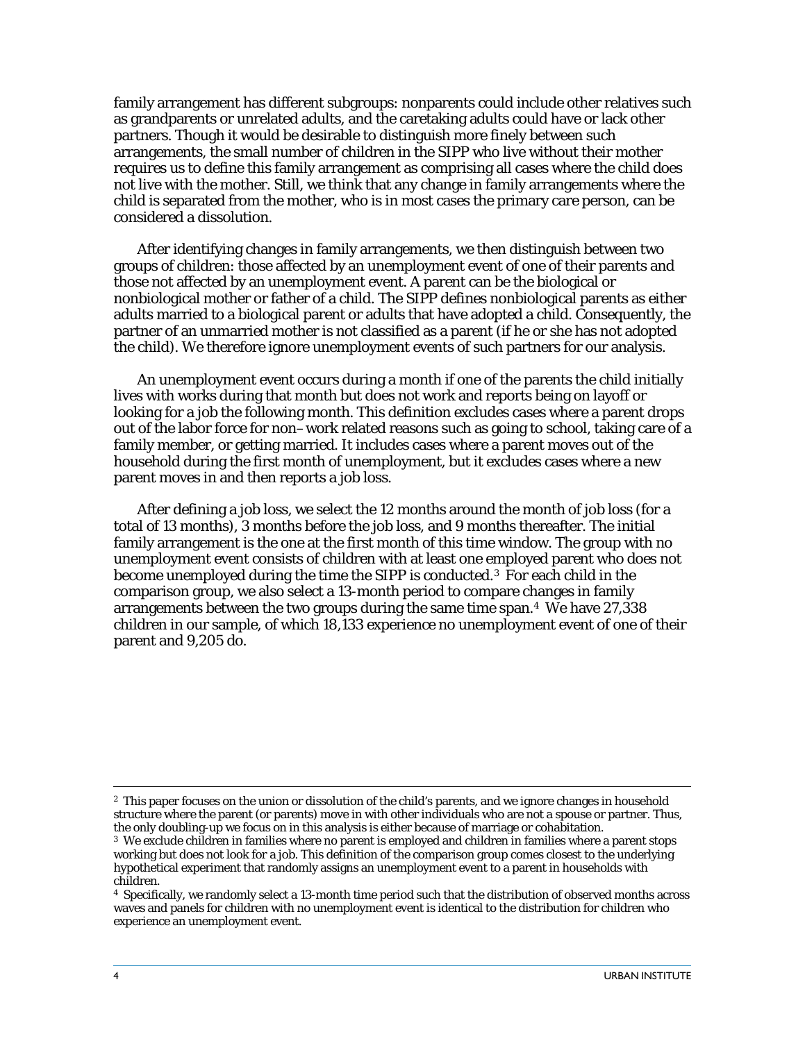family arrangement has different subgroups: nonparents could include other relatives such as grandparents or unrelated adults, and the caretaking adults could have or lack other partners. Though it would be desirable to distinguish more finely between such arrangements, the small number of children in the SIPP who live without their mother requires us to define this family arrangement as comprising all cases where the child does not live with the mother. Still, we think that any change in family arrangements where the child is separated from the mother, who is in most cases the primary care person, can be considered a dissolution.

After identifying changes in family arrangements, we then distinguish between two groups of children: those affected by an unemployment event of one of their parents and those not affected by an unemployment event. A parent can be the biological or nonbiological mother or father of a child. The SIPP defines nonbiological parents as either adults married to a biological parent or adults that have adopted a child. Consequently, the partner of an unmarried mother is not classified as a parent (if he or she has not adopted the child). We therefore ignore unemployment events of such partners for our analysis.

An unemployment event occurs during a month if one of the parents the child initially lives with works during that month but does not work and reports being on layoff or looking for a job the following month. This definition excludes cases where a parent drops out of the labor force for non–work related reasons such as going to school, taking care of a family member, or getting married. It includes cases where a parent moves out of the household during the first month of unemployment, but it excludes cases where a new parent moves in and then reports a job loss.

After defining a job loss, we select the 12 months around the month of job loss (for a total of 13 months), 3 months before the job loss, and 9 months thereafter. The initial family arrangement is the one at the first month of this time window. The group with no unemployment event consists of children with at least one employed parent who does not become unemployed during the time the SIPP is conducted.[3] For each child in the comparison group, we also select a 13-month period to compare changes in family arrangements between the two groups during the same time span.[4] We have 27,338 children in our sample, of which 18,133 experience no unemployment event of one of their parent and 9,205 do.

---

[2] This paper focuses on the union or dissolution of the child's parents, and we ignore changes in household structure where the parent (or parents) move in with other individuals who are not a spouse or partner. Thus, the only doubling-up we focus on in this analysis is either because of marriage or cohabitation.

[3] We exclude children in families where no parent is employed and children in families where a parent stops working but does not look for a job. This definition of the comparison group comes closest to the underlying hypothetical experiment that randomly assigns an unemployment event to a parent in households with children.

[4] Specifically, we randomly select a 13-month time period such that the distribution of observed months across waves and panels for children with no unemployment event is identical to the distribution for children who experience an unemployment event.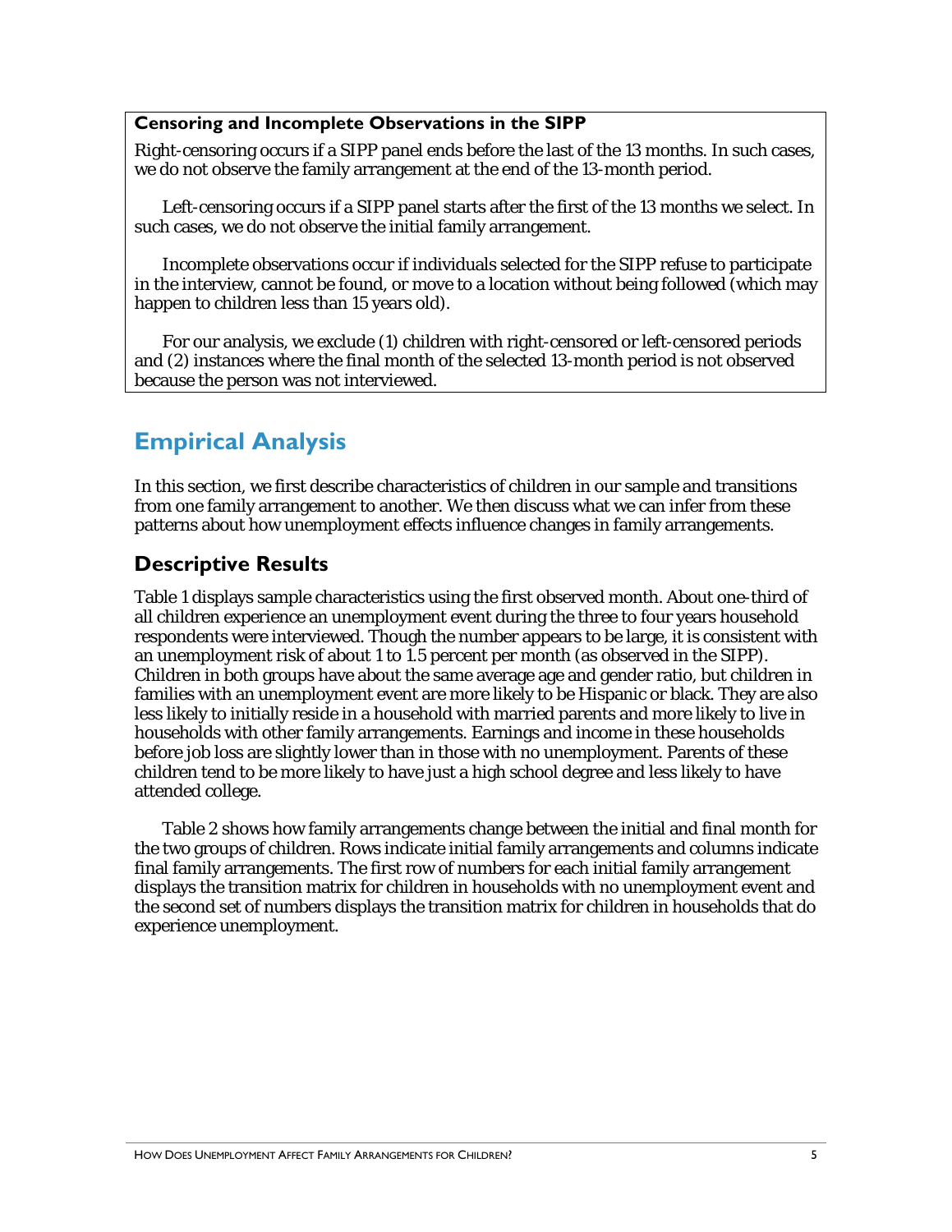**Censoring and Incomplete Observations in the SIPP**

Right-censoring occurs if a SIPP panel ends before the last of the 13 months. In such cases, we do not observe the family arrangement at the end of the 13-month period.

Left-censoring occurs if a SIPP panel starts after the first of the 13 months we select. In such cases, we do not observe the initial family arrangement.

Incomplete observations occur if individuals selected for the SIPP refuse to participate in the interview, cannot be found, or move to a location without being followed (which may happen to children less than 15 years old).

For our analysis, we exclude (1) children with right-censored or left-censored periods and (2) instances where the final month of the selected 13-month period is not observed because the person was not interviewed.

## Empirical Analysis

In this section, we first describe characteristics of children in our sample and transitions from one family arrangement to another. We then discuss what we can infer from these patterns about how unemployment effects influence changes in family arrangements.

### Descriptive Results

Table 1 displays sample characteristics using the first observed month. About one-third of all children experience an unemployment event during the three to four years household respondents were interviewed. Though the number appears to be large, it is consistent with an unemployment risk of about 1 to 1.5 percent per month (as observed in the SIPP). Children in both groups have about the same average age and gender ratio, but children in families with an unemployment event are more likely to be Hispanic or black. They are also less likely to initially reside in a household with married parents and more likely to live in households with other family arrangements. Earnings and income in these households before job loss are slightly lower than in those with no unemployment. Parents of these children tend to be more likely to have just a high school degree and less likely to have attended college.

Table 2 shows how family arrangements change between the initial and final month for the two groups of children. Rows indicate initial family arrangements and columns indicate final family arrangements. The first row of numbers for each initial family arrangement displays the transition matrix for children in households with no unemployment event and the second set of numbers displays the transition matrix for children in households that do experience unemployment.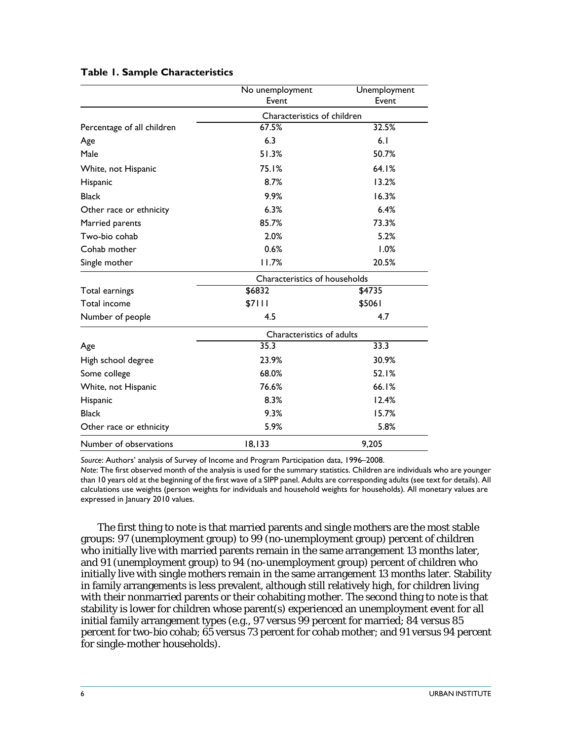**Table 1. Sample Characteristics**

| | No unemployment Event | Unemployment Event |
|---|---|---|
| | Characteristics of children | |
| Percentage of all children | 67.5% | 32.5% |
| Age | 6.3 | 6.1 |
| Male | 51.3% | 50.7% |
| White, not Hispanic | 75.1% | 64.1% |
| Hispanic | 8.7% | 13.2% |
| Black | 9.9% | 16.3% |
| Other race or ethnicity | 6.3% | 6.4% |
| Married parents | 85.7% | 73.3% |
| Two-bio cohab | 2.0% | 5.2% |
| Cohab mother | 0.6% | 1.0% |
| Single mother | 11.7% | 20.5% |
| | Characteristics of households | |
| Total earnings | $6832 | $4735 |
| Total income | $7111 | $5061 |
| Number of people | 4.5 | 4.7 |
| | Characteristics of adults | |
| Age | 35.3 | 33.3 |
| High school degree | 23.9% | 30.9% |
| Some college | 68.0% | 52.1% |
| White, not Hispanic | 76.6% | 66.1% |
| Hispanic | 8.3% | 12.4% |
| Black | 9.3% | 15.7% |
| Other race or ethnicity | 5.9% | 5.8% |
| Number of observations | 18,133 | 9,205 |

*Source*: Authors' analysis of Survey of Income and Program Participation data, 1996–2008.
*Note*: The first observed month of the analysis is used for the summary statistics. Children are individuals who are younger than 10 years old at the beginning of the first wave of a SIPP panel. Adults are corresponding adults (see text for details). All calculations use weights (person weights for individuals and household weights for households). All monetary values are expressed in January 2010 values.

The first thing to note is that married parents and single mothers are the most stable groups: 97 (unemployment group) to 99 (no-unemployment group) percent of children who initially live with married parents remain in the same arrangement 13 months later, and 91 (unemployment group) to 94 (no-unemployment group) percent of children who initially live with single mothers remain in the same arrangement 13 months later. Stability in family arrangements is less prevalent, although still relatively high, for children living with their nonmarried parents or their cohabiting mother. The second thing to note is that stability is lower for children whose parent(s) experienced an unemployment event for all initial family arrangement types (e.g., 97 versus 99 percent for married; 84 versus 85 percent for two-bio cohab; 65 versus 73 percent for cohab mother; and 91 versus 94 percent for single-mother households).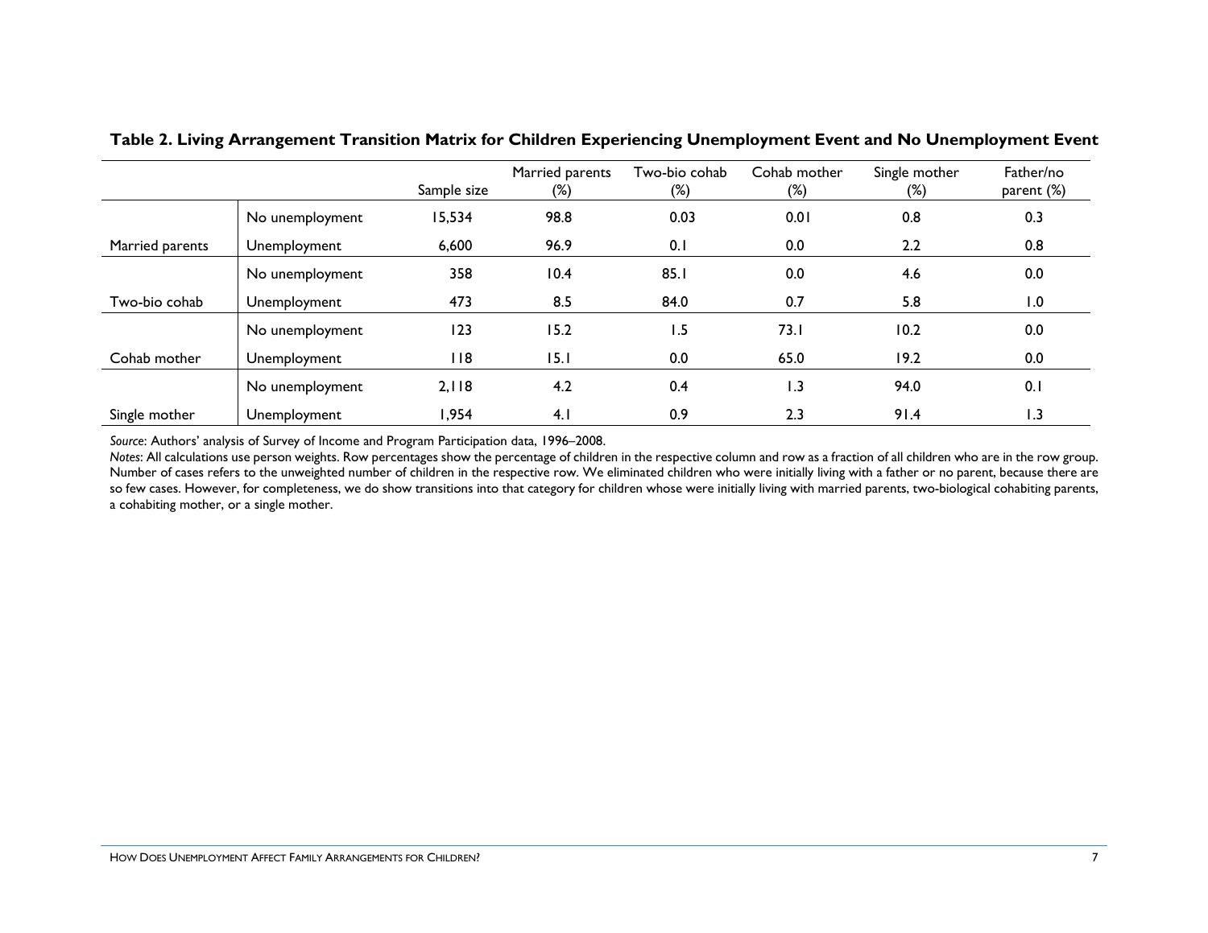**Table 2. Living Arrangement Transition Matrix for Children Experiencing Unemployment Event and No Unemployment Event**

| | | Sample size | Married parents (%) | Two-bio cohab (%) | Cohab mother (%) | Single mother (%) | Father/no parent (%) |
|---|---|---|---|---|---|---|---|
| Married parents | No unemployment | 15,534 | 98.8 | 0.03 | 0.01 | 0.8 | 0.3 |
| | Unemployment | 6,600 | 96.9 | 0.1 | 0.0 | 2.2 | 0.8 |
| Two-bio cohab | No unemployment | 358 | 10.4 | 85.1 | 0.0 | 4.6 | 0.0 |
| | Unemployment | 473 | 8.5 | 84.0 | 0.7 | 5.8 | 1.0 |
| Cohab mother | No unemployment | 123 | 15.2 | 1.5 | 73.1 | 10.2 | 0.0 |
| | Unemployment | 118 | 15.1 | 0.0 | 65.0 | 19.2 | 0.0 |
| Single mother | No unemployment | 2,118 | 4.2 | 0.4 | 1.3 | 94.0 | 0.1 |
| | Unemployment | 1,954 | 4.1 | 0.9 | 2.3 | 91.4 | 1.3 |

*Source*: Authors' analysis of Survey of Income and Program Participation data, 1996–2008.

*Notes*: All calculations use person weights. Row percentages show the percentage of children in the respective column and row as a fraction of all children who are in the row group. Number of cases refers to the unweighted number of children in the respective row. We eliminated children who were initially living with a father or no parent, because there are so few cases. However, for completeness, we do show transitions into that category for children whose were initially living with married parents, two-biological cohabiting parents, a cohabiting mother, or a single mother.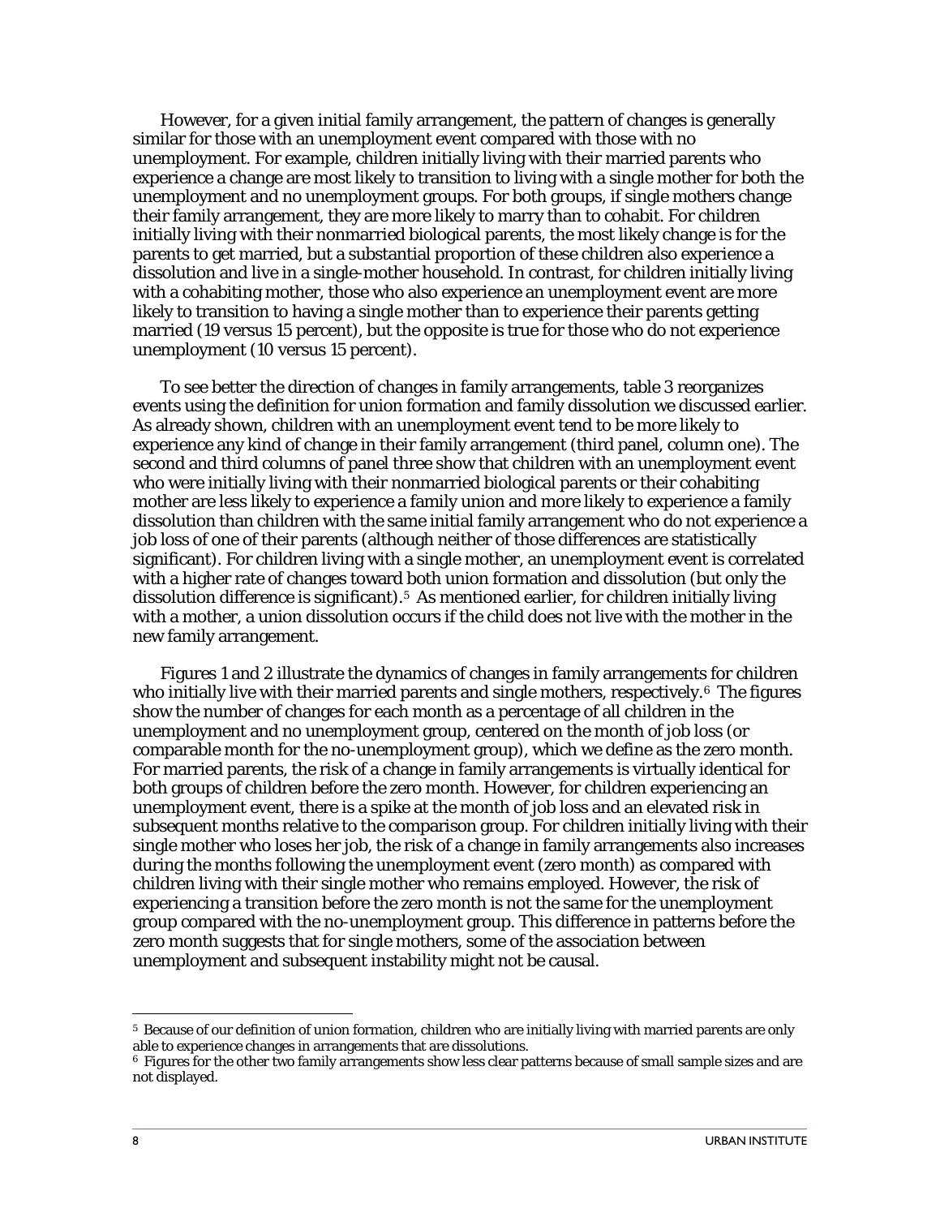However, for a given initial family arrangement, the pattern of changes is generally similar for those with an unemployment event compared with those with no unemployment. For example, children initially living with their married parents who experience a change are most likely to transition to living with a single mother for both the unemployment and no unemployment groups. For both groups, if single mothers change their family arrangement, they are more likely to marry than to cohabit. For children initially living with their nonmarried biological parents, the most likely change is for the parents to get married, but a substantial proportion of these children also experience a dissolution and live in a single-mother household. In contrast, for children initially living with a cohabiting mother, those who also experience an unemployment event are more likely to transition to having a single mother than to experience their parents getting married (19 versus 15 percent), but the opposite is true for those who do not experience unemployment (10 versus 15 percent).

To see better the direction of changes in family arrangements, table 3 reorganizes events using the definition for union formation and family dissolution we discussed earlier. As already shown, children with an unemployment event tend to be more likely to experience any kind of change in their family arrangement (third panel, column one). The second and third columns of panel three show that children with an unemployment event who were initially living with their nonmarried biological parents or their cohabiting mother are less likely to experience a family union and more likely to experience a family dissolution than children with the same initial family arrangement who do not experience a job loss of one of their parents (although neither of those differences are statistically significant). For children living with a single mother, an unemployment event is correlated with a higher rate of changes toward both union formation and dissolution (but only the dissolution difference is significant).[5] As mentioned earlier, for children initially living with a mother, a union dissolution occurs if the child does not live with the mother in the new family arrangement.

Figures 1 and 2 illustrate the dynamics of changes in family arrangements for children who initially live with their married parents and single mothers, respectively.[6] The figures show the number of changes for each month as a percentage of all children in the unemployment and no unemployment group, centered on the month of job loss (or comparable month for the no-unemployment group), which we define as the zero month. For married parents, the risk of a change in family arrangements is virtually identical for both groups of children before the zero month. However, for children experiencing an unemployment event, there is a spike at the month of job loss and an elevated risk in subsequent months relative to the comparison group. For children initially living with their single mother who loses her job, the risk of a change in family arrangements also increases during the months following the unemployment event (zero month) as compared with children living with their single mother who remains employed. However, the risk of experiencing a transition before the zero month is not the same for the unemployment group compared with the no-unemployment group. This difference in patterns before the zero month suggests that for single mothers, some of the association between unemployment and subsequent instability might not be causal.

[5] Because of our definition of union formation, children who are initially living with married parents are only able to experience changes in arrangements that are dissolutions.

[6] Figures for the other two family arrangements show less clear patterns because of small sample sizes and are not displayed.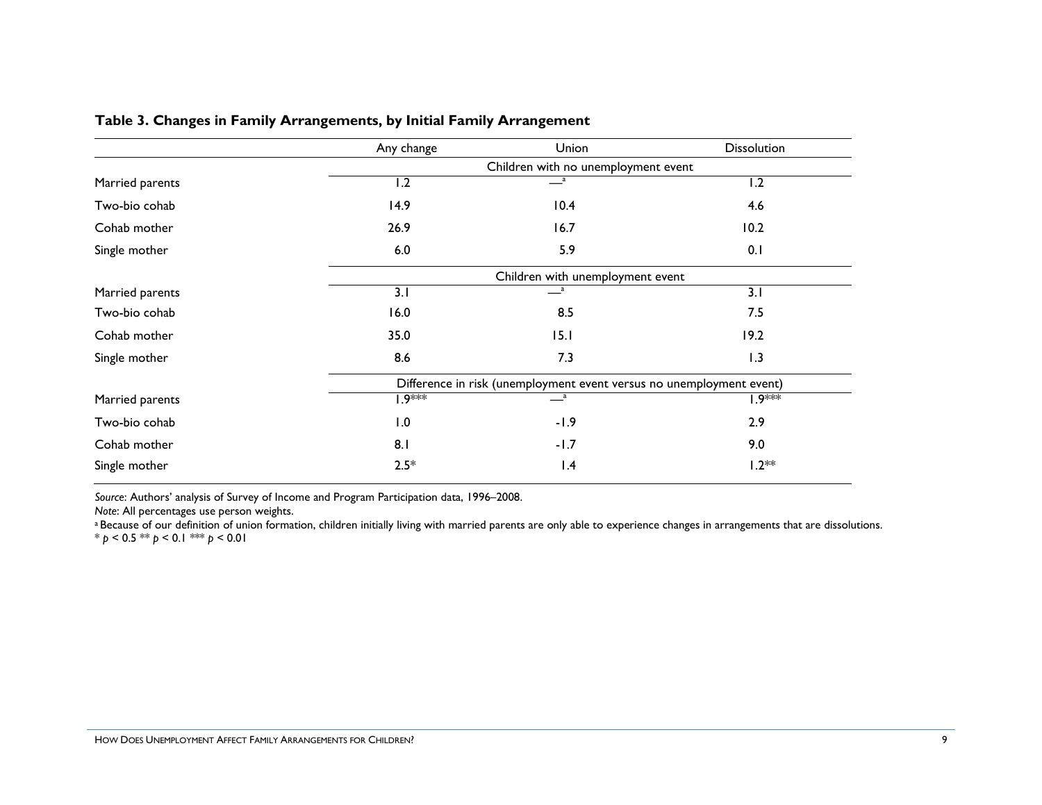**Table 3. Changes in Family Arrangements, by Initial Family Arrangement**

| | Any change | Union | Dissolution |
|---|---|---|---|
| | Children with no unemployment event | | |
| Married parents | 1.2 | —[a] | 1.2 |
| Two-bio cohab | 14.9 | 10.4 | 4.6 |
| Cohab mother | 26.9 | 16.7 | 10.2 |
| Single mother | 6.0 | 5.9 | 0.1 |
| | Children with unemployment event | | |
| Married parents | 3.1 | —[a] | 3.1 |
| Two-bio cohab | 16.0 | 8.5 | 7.5 |
| Cohab mother | 35.0 | 15.1 | 19.2 |
| Single mother | 8.6 | 7.3 | 1.3 |
| | Difference in risk (unemployment event versus no unemployment event) | | |
| Married parents | 1.9*** | —[a] | 1.9*** |
| Two-bio cohab | 1.0 | -1.9 | 2.9 |
| Cohab mother | 8.1 | -1.7 | 9.0 |
| Single mother | 2.5* | 1.4 | 1.2** |

*Source*: Authors' analysis of Survey of Income and Program Participation data, 1996–2008.

*Note*: All percentages use person weights.

[a] Because of our definition of union formation, children initially living with married parents are only able to experience changes in arrangements that are dissolutions.

* $p < 0.5$ ** $p < 0.1$ *** $p < 0.01$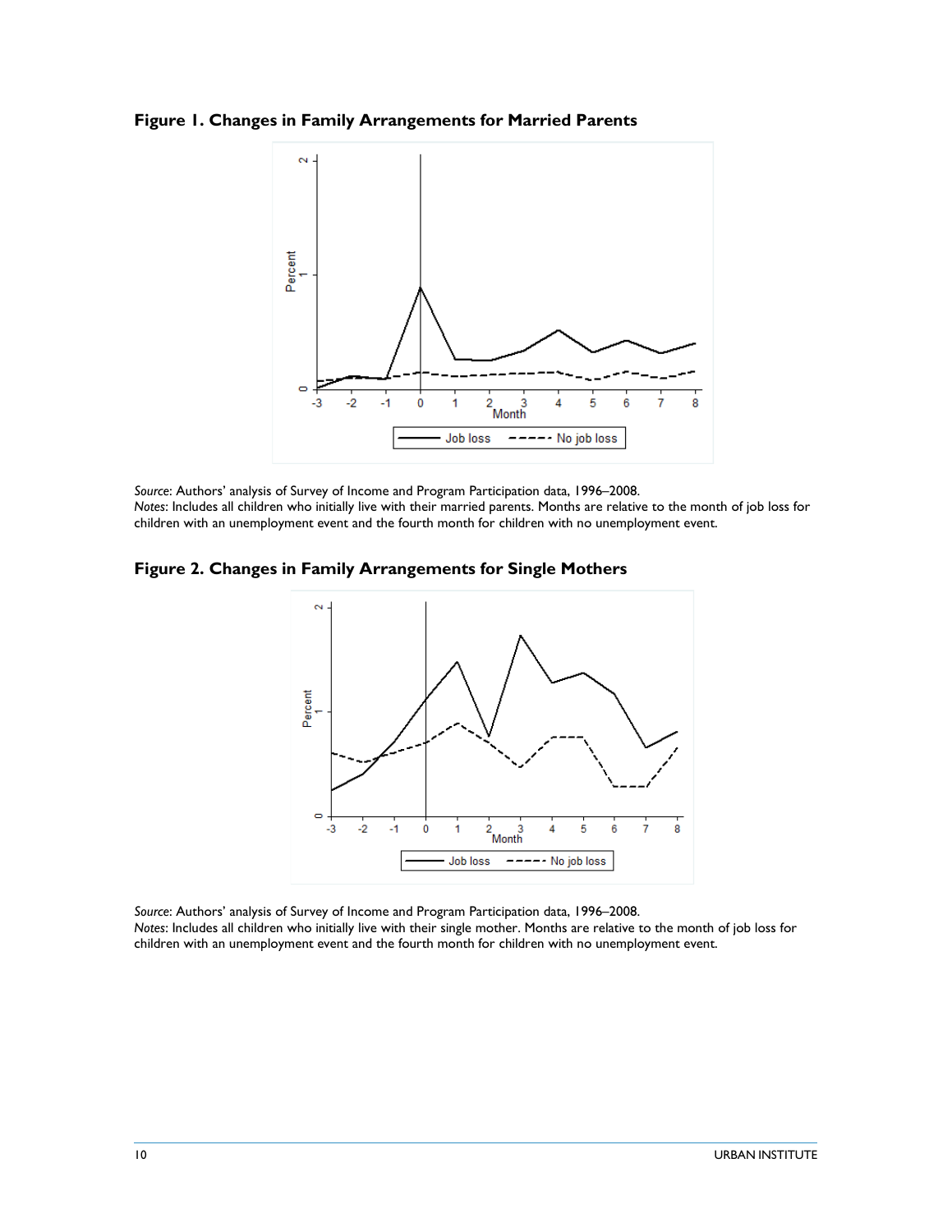**Figure 1. Changes in Family Arrangements for Married Parents**

*Source*: Authors' analysis of Survey of Income and Program Participation data, 1996–2008.
*Notes*: Includes all children who initially live with their married parents. Months are relative to the month of job loss for children with an unemployment event and the fourth month for children with no unemployment event.

**Figure 2. Changes in Family Arrangements for Single Mothers**

*Source*: Authors' analysis of Survey of Income and Program Participation data, 1996–2008.
*Notes*: Includes all children who initially live with their single mother. Months are relative to the month of job loss for children with an unemployment event and the fourth month for children with no unemployment event.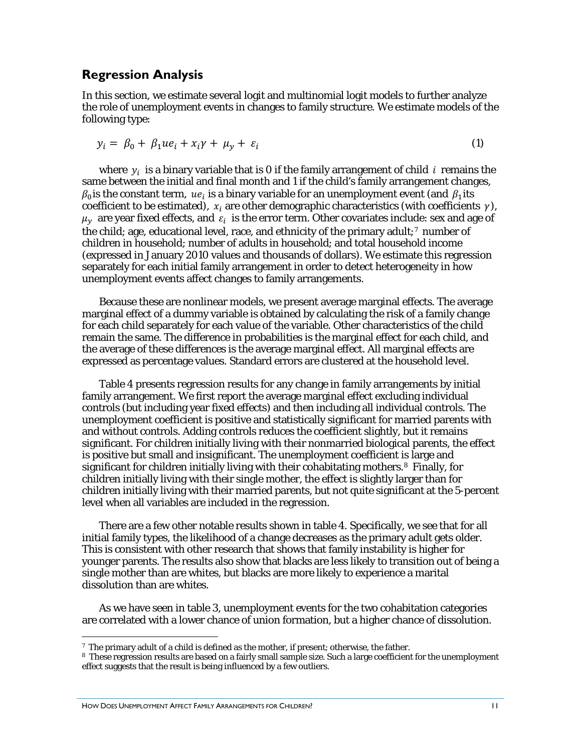## Regression Analysis

In this section, we estimate several logit and multinomial logit models to further analyze the role of unemployment events in changes to family structure. We estimate models of the following type:

$$y_i = \beta_0 + \beta_1 ue_i + x_i\gamma + \mu_y + \varepsilon_i \quad (1)$$

where $y_i$ is a binary variable that is 0 if the family arrangement of child $i$ remains the same between the initial and final month and 1 if the child's family arrangement changes, $\beta_0$ is the constant term, $ue_i$ is a binary variable for an unemployment event (and $\beta_1$ its coefficient to be estimated), $x_i$ are other demographic characteristics (with coefficients $\gamma$), $\mu_y$ are year fixed effects, and $\varepsilon_i$ is the error term. Other covariates include: sex and age of the child; age, educational level, race, and ethnicity of the primary adult;[7] number of children in household; number of adults in household; and total household income (expressed in January 2010 values and thousands of dollars). We estimate this regression separately for each initial family arrangement in order to detect heterogeneity in how unemployment events affect changes to family arrangements.

Because these are nonlinear models, we present average marginal effects. The average marginal effect of a dummy variable is obtained by calculating the risk of a family change for each child separately for each value of the variable. Other characteristics of the child remain the same. The difference in probabilities is the marginal effect for each child, and the average of these differences is the average marginal effect. All marginal effects are expressed as percentage values. Standard errors are clustered at the household level.

Table 4 presents regression results for any change in family arrangements by initial family arrangement. We first report the average marginal effect excluding individual controls (but including year fixed effects) and then including all individual controls. The unemployment coefficient is positive and statistically significant for married parents with and without controls. Adding controls reduces the coefficient slightly, but it remains significant. For children initially living with their nonmarried biological parents, the effect is positive but small and insignificant. The unemployment coefficient is large and significant for children initially living with their cohabitating mothers.[8] Finally, for children initially living with their single mother, the effect is slightly larger than for children initially living with their married parents, but not quite significant at the 5-percent level when all variables are included in the regression.

There are a few other notable results shown in table 4. Specifically, we see that for all initial family types, the likelihood of a change decreases as the primary adult gets older. This is consistent with other research that shows that family instability is higher for younger parents. The results also show that blacks are less likely to transition out of being a single mother than are whites, but blacks are more likely to experience a marital dissolution than are whites.

As we have seen in table 3, unemployment events for the two cohabitation categories are correlated with a lower chance of union formation, but a higher chance of dissolution.

---

[7] The primary adult of a child is defined as the mother, if present; otherwise, the father.

[8] These regression results are based on a fairly small sample size. Such a large coefficient for the unemployment effect suggests that the result is being influenced by a few outliers.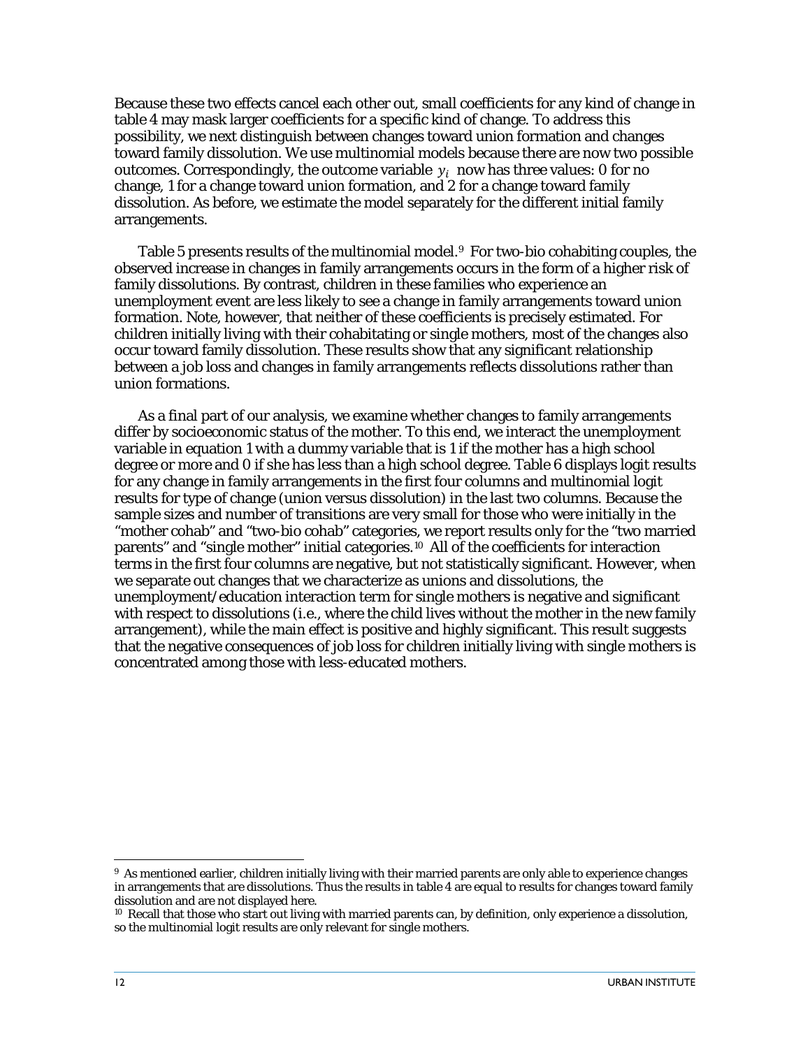Because these two effects cancel each other out, small coefficients for any kind of change in table 4 may mask larger coefficients for a specific kind of change. To address this possibility, we next distinguish between changes toward union formation and changes toward family dissolution. We use multinomial models because there are now two possible outcomes. Correspondingly, the outcome variable $y_i$ now has three values: 0 for no change, 1 for a change toward union formation, and 2 for a change toward family dissolution. As before, we estimate the model separately for the different initial family arrangements.

Table 5 presents results of the multinomial model.[9] For two-bio cohabiting couples, the observed increase in changes in family arrangements occurs in the form of a higher risk of family dissolutions. By contrast, children in these families who experience an unemployment event are less likely to see a change in family arrangements toward union formation. Note, however, that neither of these coefficients is precisely estimated. For children initially living with their cohabitating or single mothers, most of the changes also occur toward family dissolution. These results show that any significant relationship between a job loss and changes in family arrangements reflects dissolutions rather than union formations.

As a final part of our analysis, we examine whether changes to family arrangements differ by socioeconomic status of the mother. To this end, we interact the unemployment variable in equation 1 with a dummy variable that is 1 if the mother has a high school degree or more and 0 if she has less than a high school degree. Table 6 displays logit results for any change in family arrangements in the first four columns and multinomial logit results for type of change (union versus dissolution) in the last two columns. Because the sample sizes and number of transitions are very small for those who were initially in the "mother cohab" and "two-bio cohab" categories, we report results only for the "two married parents" and "single mother" initial categories.[10] All of the coefficients for interaction terms in the first four columns are negative, but not statistically significant. However, when we separate out changes that we characterize as unions and dissolutions, the unemployment/education interaction term for single mothers is negative and significant with respect to dissolutions (i.e., where the child lives without the mother in the new family arrangement), while the main effect is positive and highly significant. This result suggests that the negative consequences of job loss for children initially living with single mothers is concentrated among those with less-educated mothers.

---

[9] As mentioned earlier, children initially living with their married parents are only able to experience changes in arrangements that are dissolutions. Thus the results in table 4 are equal to results for changes toward family dissolution and are not displayed here.

[10] Recall that those who start out living with married parents can, by definition, only experience a dissolution, so the multinomial logit results are only relevant for single mothers.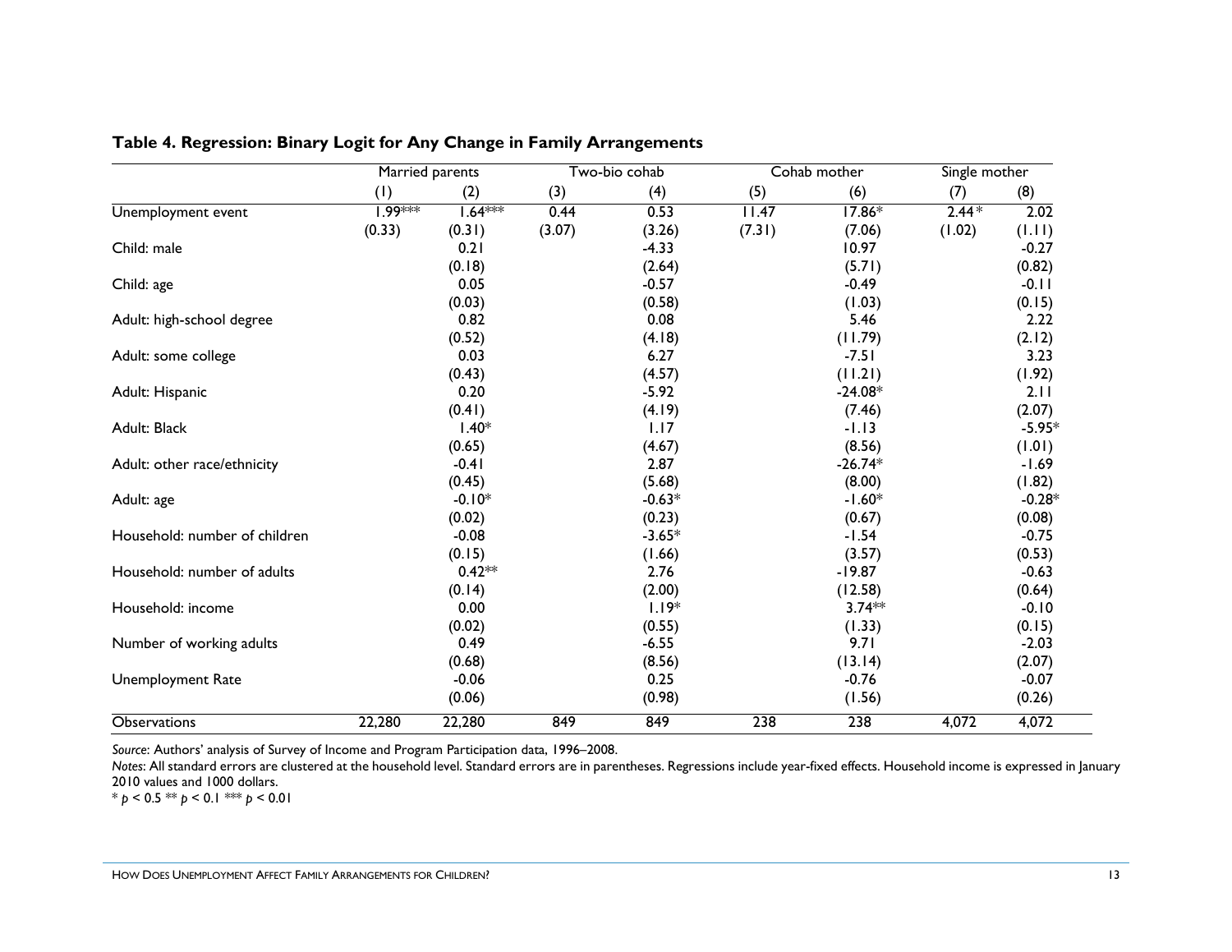**Table 4. Regression: Binary Logit for Any Change in Family Arrangements**

| | Married parents | | Two-bio cohab | | Cohab mother | | Single mother | |
|---|---|---|---|---|---|---|---|---|
| | (1) | (2) | (3) | (4) | (5) | (6) | (7) | (8) |
| Unemployment event | 1.99*** | 1.64*** | 0.44 | 0.53 | 11.47 | 17.86* | 2.44* | 2.02 |
| | (0.33) | (0.31) | (3.07) | (3.26) | (7.31) | (7.06) | (1.02) | (1.11) |
| Child: male | | 0.21 | | -4.33 | | 10.97 | | -0.27 |
| | | (0.18) | | (2.64) | | (5.71) | | (0.82) |
| Child: age | | 0.05 | | -0.57 | | -0.49 | | -0.11 |
| | | (0.03) | | (0.58) | | (1.03) | | (0.15) |
| Adult: high-school degree | | 0.82 | | 0.08 | | 5.46 | | 2.22 |
| | | (0.52) | | (4.18) | | (11.79) | | (2.12) |
| Adult: some college | | 0.03 | | 6.27 | | -7.51 | | 3.23 |
| | | (0.43) | | (4.57) | | (11.21) | | (1.92) |
| Adult: Hispanic | | 0.20 | | -5.92 | | -24.08* | | 2.11 |
| | | (0.41) | | (4.19) | | (7.46) | | (2.07) |
| Adult: Black | | 1.40* | | 1.17 | | -1.13 | | -5.95* |
| | | (0.65) | | (4.67) | | (8.56) | | (1.01) |
| Adult: other race/ethnicity | | -0.41 | | 2.87 | | -26.74* | | -1.69 |
| | | (0.45) | | (5.68) | | (8.00) | | (1.82) |
| Adult: age | | -0.10* | | -0.63* | | -1.60* | | -0.28* |
| | | (0.02) | | (0.23) | | (0.67) | | (0.08) |
| Household: number of children | | -0.08 | | -3.65* | | -1.54 | | -0.75 |
| | | (0.15) | | (1.66) | | (3.57) | | (0.53) |
| Household: number of adults | | 0.42** | | 2.76 | | -19.87 | | -0.63 |
| | | (0.14) | | (2.00) | | (12.58) | | (0.64) |
| Household: income | | 0.00 | | 1.19* | | 3.74** | | -0.10 |
| | | (0.02) | | (0.55) | | (1.33) | | (0.15) |
| Number of working adults | | 0.49 | | -6.55 | | 9.71 | | -2.03 |
| | | (0.68) | | (8.56) | | (13.14) | | (2.07) |
| Unemployment Rate | | -0.06 | | 0.25 | | -0.76 | | -0.07 |
| | | (0.06) | | (0.98) | | (1.56) | | (0.26) |
| Observations | 22,280 | 22,280 | 849 | 849 | 238 | 238 | 4,072 | 4,072 |

*Source*: Authors' analysis of Survey of Income and Program Participation data, 1996–2008.

*Notes*: All standard errors are clustered at the household level. Standard errors are in parentheses. Regressions include year-fixed effects. Household income is expressed in January 2010 values and 1000 dollars.

\* $p$ < 0.5 ** $p$ < 0.1 *** $p$ < 0.01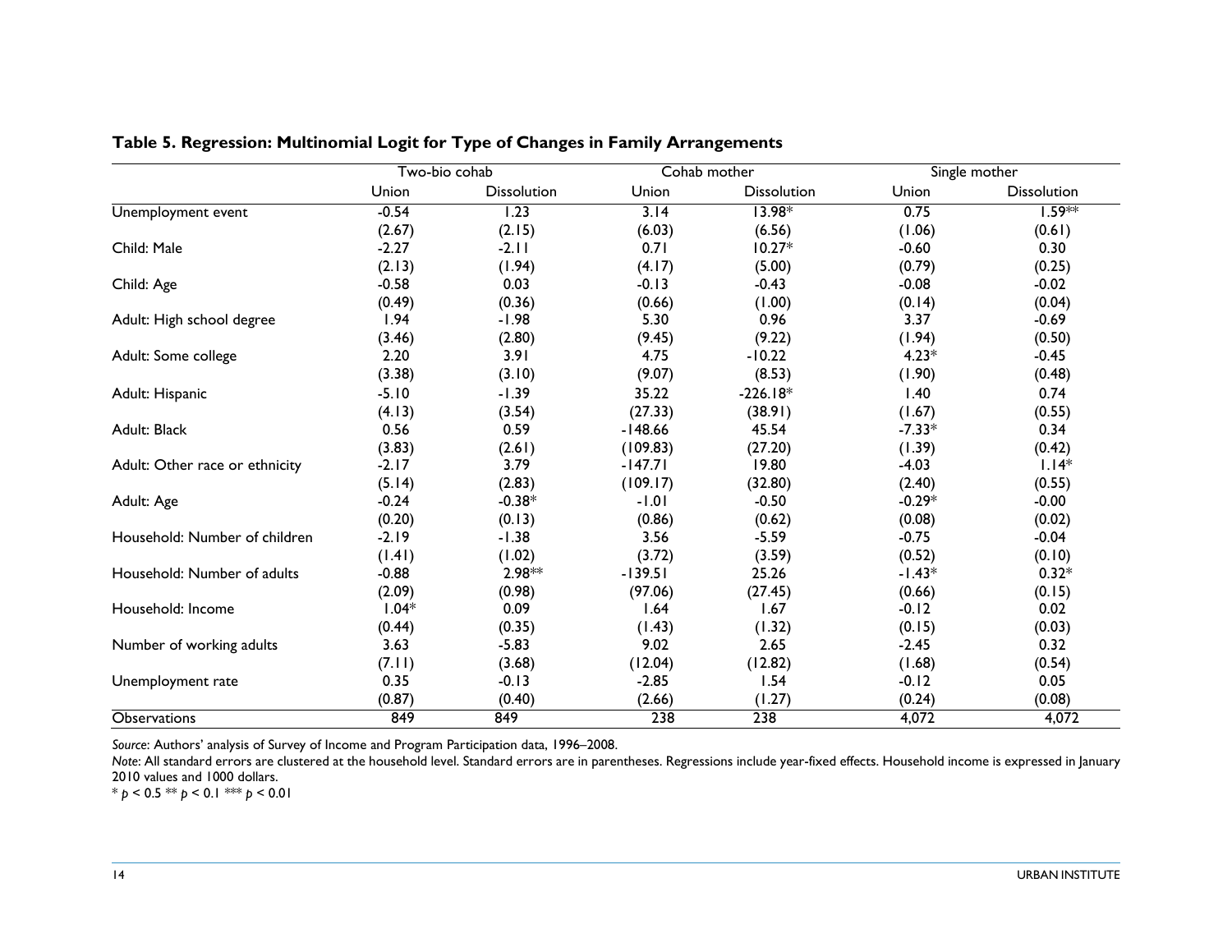**Table 5. Regression: Multinomial Logit for Type of Changes in Family Arrangements**

| | Two-bio cohab | | Cohab mother | | Single mother | |
|---|---|---|---|---|---|---|
| | Union | Dissolution | Union | Dissolution | Union | Dissolution |
| Unemployment event | -0.54 | 1.23 | 3.14 | 13.98* | 0.75 | 1.59** |
| | (2.67) | (2.15) | (6.03) | (6.56) | (1.06) | (0.61) |
| Child: Male | -2.27 | -2.11 | 0.71 | 10.27* | -0.60 | 0.30 |
| | (2.13) | (1.94) | (4.17) | (5.00) | (0.79) | (0.25) |
| Child: Age | -0.58 | 0.03 | -0.13 | -0.43 | -0.08 | -0.02 |
| | (0.49) | (0.36) | (0.66) | (1.00) | (0.14) | (0.04) |
| Adult: High school degree | 1.94 | -1.98 | 5.30 | 0.96 | 3.37 | -0.69 |
| | (3.46) | (2.80) | (9.45) | (9.22) | (1.94) | (0.50) |
| Adult: Some college | 2.20 | 3.91 | 4.75 | -10.22 | 4.23* | -0.45 |
| | (3.38) | (3.10) | (9.07) | (8.53) | (1.90) | (0.48) |
| Adult: Hispanic | -5.10 | -1.39 | 35.22 | -226.18* | 1.40 | 0.74 |
| | (4.13) | (3.54) | (27.33) | (38.91) | (1.67) | (0.55) |
| Adult: Black | 0.56 | 0.59 | -148.66 | 45.54 | -7.33* | 0.34 |
| | (3.83) | (2.61) | (109.83) | (27.20) | (1.39) | (0.42) |
| Adult: Other race or ethnicity | -2.17 | 3.79 | -147.71 | 19.80 | -4.03 | 1.14* |
| | (5.14) | (2.83) | (109.17) | (32.80) | (2.40) | (0.55) |
| Adult: Age | -0.24 | -0.38* | -1.01 | -0.50 | -0.29* | -0.00 |
| | (0.20) | (0.13) | (0.86) | (0.62) | (0.08) | (0.02) |
| Household: Number of children | -2.19 | -1.38 | 3.56 | -5.59 | -0.75 | -0.04 |
| | (1.41) | (1.02) | (3.72) | (3.59) | (0.52) | (0.10) |
| Household: Number of adults | -0.88 | 2.98** | -139.51 | 25.26 | -1.43* | 0.32* |
| | (2.09) | (0.98) | (97.06) | (27.45) | (0.66) | (0.15) |
| Household: Income | 1.04* | 0.09 | 1.64 | 1.67 | -0.12 | 0.02 |
| | (0.44) | (0.35) | (1.43) | (1.32) | (0.15) | (0.03) |
| Number of working adults | 3.63 | -5.83 | 9.02 | 2.65 | -2.45 | 0.32 |
| | (7.11) | (3.68) | (12.04) | (12.82) | (1.68) | (0.54) |
| Unemployment rate | 0.35 | -0.13 | -2.85 | 1.54 | -0.12 | 0.05 |
| | (0.87) | (0.40) | (2.66) | (1.27) | (0.24) | (0.08) |
| Observations | 849 | 849 | 238 | 238 | 4,072 | 4,072 |

*Source*: Authors' analysis of Survey of Income and Program Participation data, 1996–2008.

*Note*: All standard errors are clustered at the household level. Standard errors are in parentheses. Regressions include year-fixed effects. Household income is expressed in January 2010 values and 1000 dollars.

* $p < 0.5$ ** $p < 0.1$ *** $p < 0.01$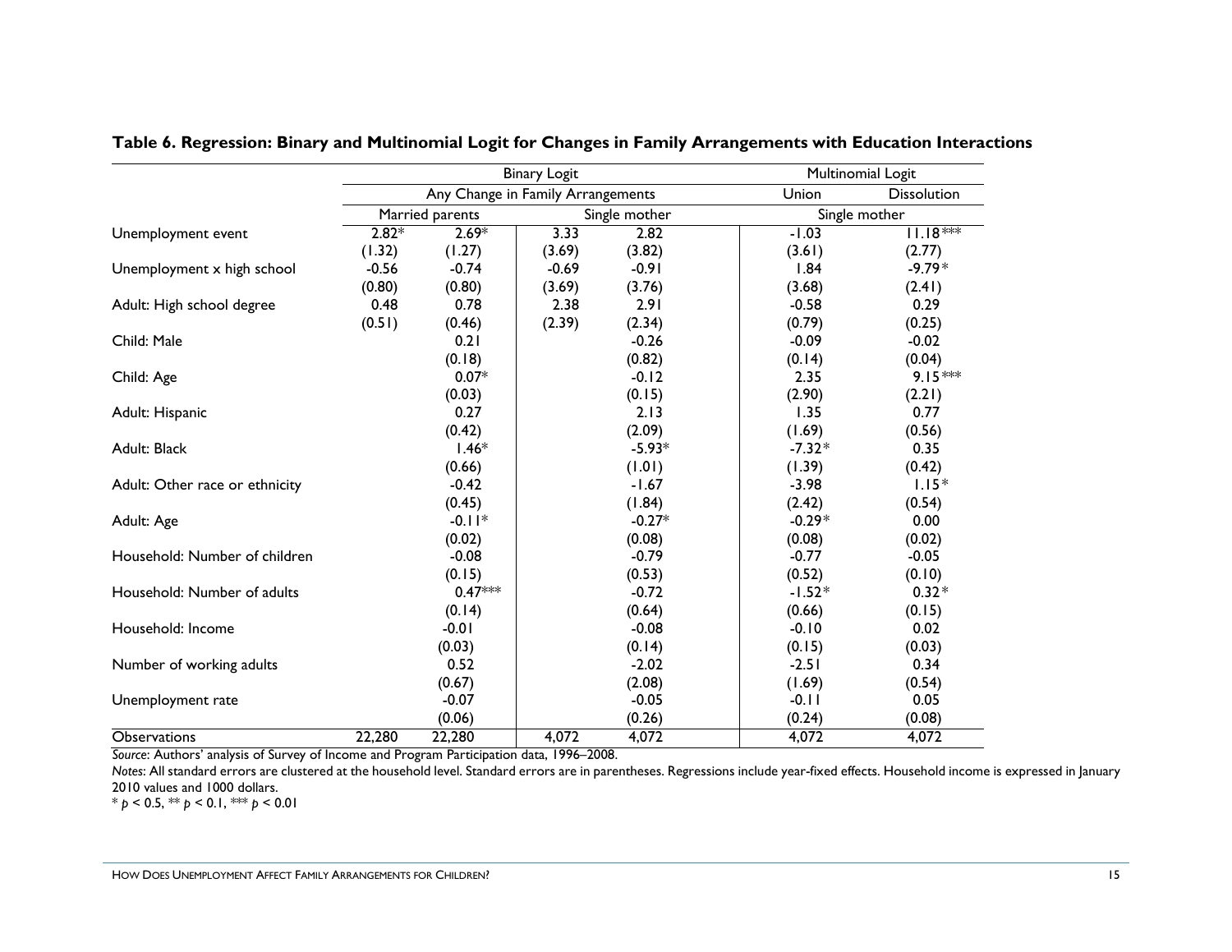**Table 6. Regression: Binary and Multinomial Logit for Changes in Family Arrangements with Education Interactions**

| | Binary Logit | | | | Multinomial Logit | |
|---|---|---|---|---|---|---|
| | Any Change in Family Arrangements | | | | Union | Dissolution |
| | Married parents | | Single mother | | Single mother | |
| Unemployment event | 2.82* | 2.69* | 3.33 | 2.82 | -1.03 | 11.18*** |
| | (1.32) | (1.27) | (3.69) | (3.82) | (3.61) | (2.77) |
| Unemployment x high school | -0.56 | -0.74 | -0.69 | -0.91 | 1.84 | -9.79* |
| | (0.80) | (0.80) | (3.69) | (3.76) | (3.68) | (2.41) |
| Adult: High school degree | 0.48 | 0.78 | 2.38 | 2.91 | -0.58 | 0.29 |
| | (0.51) | (0.46) | (2.39) | (2.34) | (0.79) | (0.25) |
| Child: Male | | 0.21 | | -0.26 | -0.09 | -0.02 |
| | | (0.18) | | (0.82) | (0.14) | (0.04) |
| Child: Age | | 0.07* | | -0.12 | 2.35 | 9.15*** |
| | | (0.03) | | (0.15) | (2.90) | (2.21) |
| Adult: Hispanic | | 0.27 | | 2.13 | 1.35 | 0.77 |
| | | (0.42) | | (2.09) | (1.69) | (0.56) |
| Adult: Black | | 1.46* | | -5.93* | -7.32* | 0.35 |
| | | (0.66) | | (1.01) | (1.39) | (0.42) |
| Adult: Other race or ethnicity | | -0.42 | | -1.67 | -3.98 | 1.15* |
| | | (0.45) | | (1.84) | (2.42) | (0.54) |
| Adult: Age | | -0.11* | | -0.27* | -0.29* | 0.00 |
| | | (0.02) | | (0.08) | (0.08) | (0.02) |
| Household: Number of children | | -0.08 | | -0.79 | -0.77 | -0.05 |
| | | (0.15) | | (0.53) | (0.52) | (0.10) |
| Household: Number of adults | | 0.47*** | | -0.72 | -1.52* | 0.32* |
| | | (0.14) | | (0.64) | (0.66) | (0.15) |
| Household: Income | | -0.01 | | -0.08 | -0.10 | 0.02 |
| | | (0.03) | | (0.14) | (0.15) | (0.03) |
| Number of working adults | | 0.52 | | -2.02 | -2.51 | 0.34 |
| | | (0.67) | | (2.08) | (1.69) | (0.54) |
| Unemployment rate | | -0.07 | | -0.05 | -0.11 | 0.05 |
| | | (0.06) | | (0.26) | (0.24) | (0.08) |
| Observations | 22,280 | 22,280 | 4,072 | 4,072 | 4,072 | 4,072 |

*Source*: Authors' analysis of Survey of Income and Program Participation data, 1996–2008.

*Notes*: All standard errors are clustered at the household level. Standard errors are in parentheses. Regressions include year-fixed effects. Household income is expressed in January 2010 values and 1000 dollars.

\* $p < 0.5$, ** $p < 0.1$, *** $p < 0.01$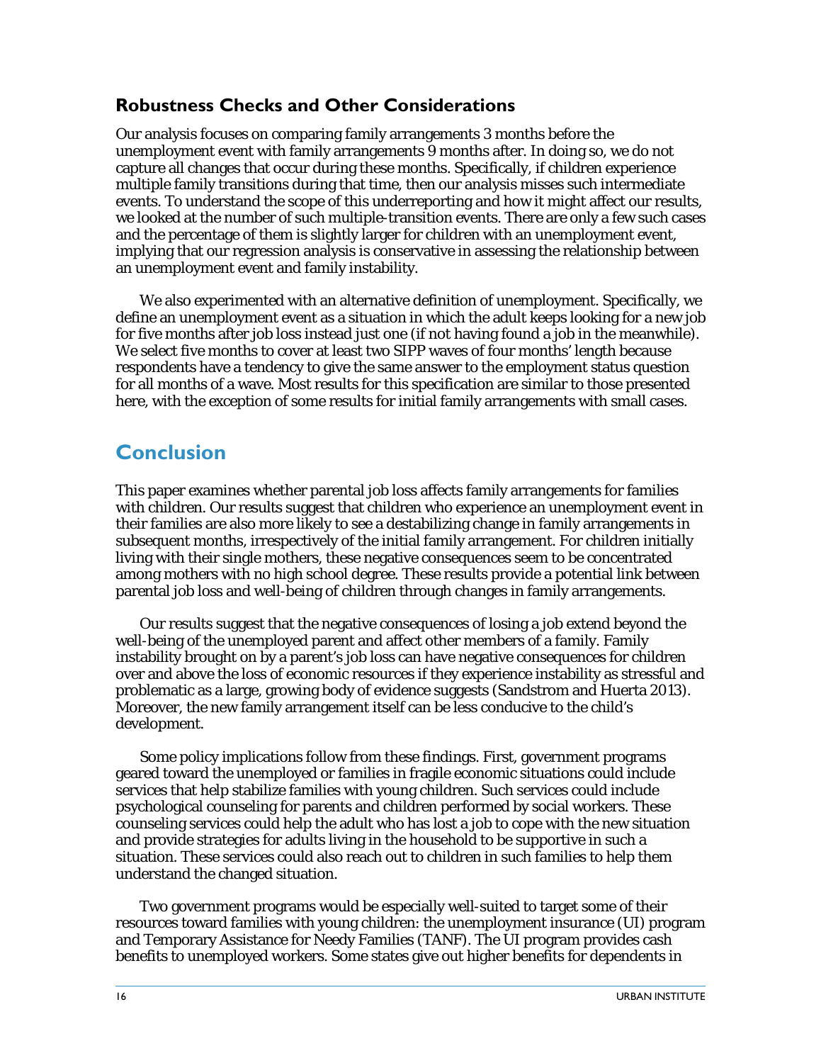### Robustness Checks and Other Considerations

Our analysis focuses on comparing family arrangements 3 months before the unemployment event with family arrangements 9 months after. In doing so, we do not capture all changes that occur during these months. Specifically, if children experience multiple family transitions during that time, then our analysis misses such intermediate events. To understand the scope of this underreporting and how it might affect our results, we looked at the number of such multiple-transition events. There are only a few such cases and the percentage of them is slightly larger for children with an unemployment event, implying that our regression analysis is conservative in assessing the relationship between an unemployment event and family instability.

We also experimented with an alternative definition of unemployment. Specifically, we define an unemployment event as a situation in which the adult keeps looking for a new job for five months after job loss instead just one (if not having found a job in the meanwhile). We select five months to cover at least two SIPP waves of four months' length because respondents have a tendency to give the same answer to the employment status question for all months of a wave. Most results for this specification are similar to those presented here, with the exception of some results for initial family arrangements with small cases.

## Conclusion

This paper examines whether parental job loss affects family arrangements for families with children. Our results suggest that children who experience an unemployment event in their families are also more likely to see a destabilizing change in family arrangements in subsequent months, irrespectively of the initial family arrangement. For children initially living with their single mothers, these negative consequences seem to be concentrated among mothers with no high school degree. These results provide a potential link between parental job loss and well-being of children through changes in family arrangements.

Our results suggest that the negative consequences of losing a job extend beyond the well-being of the unemployed parent and affect other members of a family. Family instability brought on by a parent's job loss can have negative consequences for children over and above the loss of economic resources if they experience instability as stressful and problematic as a large, growing body of evidence suggests (Sandstrom and Huerta 2013). Moreover, the new family arrangement itself can be less conducive to the child's development.

Some policy implications follow from these findings. First, government programs geared toward the unemployed or families in fragile economic situations could include services that help stabilize families with young children. Such services could include psychological counseling for parents and children performed by social workers. These counseling services could help the adult who has lost a job to cope with the new situation and provide strategies for adults living in the household to be supportive in such a situation. These services could also reach out to children in such families to help them understand the changed situation.

Two government programs would be especially well-suited to target some of their resources toward families with young children: the unemployment insurance (UI) program and Temporary Assistance for Needy Families (TANF). The UI program provides cash benefits to unemployed workers. Some states give out higher benefits for dependents in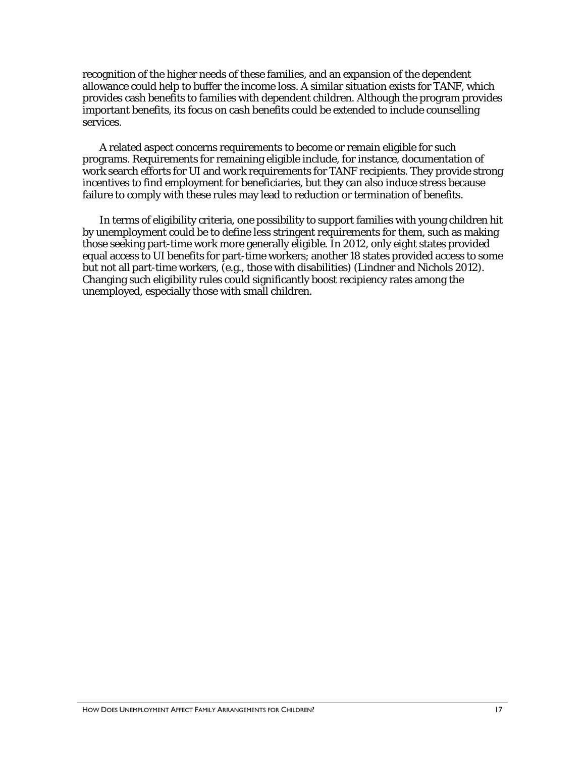recognition of the higher needs of these families, and an expansion of the dependent allowance could help to buffer the income loss. A similar situation exists for TANF, which provides cash benefits to families with dependent children. Although the program provides important benefits, its focus on cash benefits could be extended to include counselling services.

A related aspect concerns requirements to become or remain eligible for such programs. Requirements for remaining eligible include, for instance, documentation of work search efforts for UI and work requirements for TANF recipients. They provide strong incentives to find employment for beneficiaries, but they can also induce stress because failure to comply with these rules may lead to reduction or termination of benefits.

In terms of eligibility criteria, one possibility to support families with young children hit by unemployment could be to define less stringent requirements for them, such as making those seeking part-time work more generally eligible. In 2012, only eight states provided equal access to UI benefits for part-time workers; another 18 states provided access to some but not all part-time workers, (e.g., those with disabilities) (Lindner and Nichols 2012). Changing such eligibility rules could significantly boost recipiency rates among the unemployed, especially those with small children.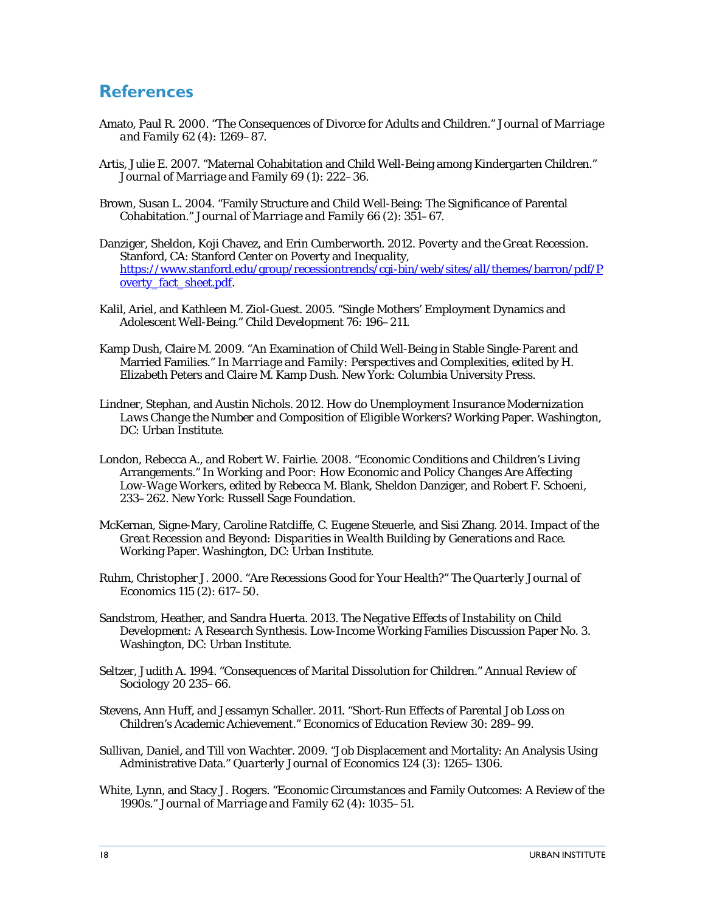## References

Amato, Paul R. 2000. "The Consequences of Divorce for Adults and Children." *Journal of Marriage and Family* 62 (4): 1269–87.

Artis, Julie E. 2007. "Maternal Cohabitation and Child Well-Being among Kindergarten Children." *Journal of Marriage and Family* 69 (1): 222–36.

Brown, Susan L. 2004. "Family Structure and Child Well-Being: The Significance of Parental Cohabitation." *Journal of Marriage and Family* 66 (2): 351–67.

Danziger, Sheldon, Koji Chavez, and Erin Cumberworth. 2012. *Poverty and the Great Recession*. Stanford, CA: Stanford Center on Poverty and Inequality, https://www.stanford.edu/group/recessiontrends/cgi-bin/web/sites/all/themes/barron/pdf/Poverty_fact_sheet.pdf.

Kalil, Ariel, and Kathleen M. Ziol-Guest. 2005. "Single Mothers' Employment Dynamics and Adolescent Well-Being." Child Development 76: 196–211.

Kamp Dush, Claire M. 2009. "An Examination of Child Well-Being in Stable Single-Parent and Married Families." In *Marriage and Family: Perspectives and Complexities*, edited by H. Elizabeth Peters and Claire M. Kamp Dush. New York: Columbia University Press.

Lindner, Stephan, and Austin Nichols. 2012. *How do Unemployment Insurance Modernization Laws Change the Number and Composition of Eligible Workers?* Working Paper. Washington, DC: Urban Institute.

London, Rebecca A., and Robert W. Fairlie. 2008. "Economic Conditions and Children's Living Arrangements." In *Working and Poor: How Economic and Policy Changes Are Affecting Low-Wage Workers*, edited by Rebecca M. Blank, Sheldon Danziger, and Robert F. Schoeni, 233–262. New York: Russell Sage Foundation.

McKernan, Signe-Mary, Caroline Ratcliffe, C. Eugene Steuerle, and Sisi Zhang. 2014. *Impact of the Great Recession and Beyond: Disparities in Wealth Building by Generations and Race*. Working Paper. Washington, DC: Urban Institute.

Ruhm, Christopher J. 2000. "Are Recessions Good for Your Health?" *The Quarterly Journal of Economics* 115 (2): 617–50.

Sandstrom, Heather, and Sandra Huerta. 2013. *The Negative Effects of Instability on Child Development: A Research Synthesis*. Low-Income Working Families Discussion Paper No. 3. Washington, DC: Urban Institute.

Seltzer, Judith A. 1994. "Consequences of Marital Dissolution for Children." *Annual Review of Sociology* 20 235–66.

Stevens, Ann Huff, and Jessamyn Schaller. 2011. "Short-Run Effects of Parental Job Loss on Children's Academic Achievement." *Economics of Education Review* 30: 289–99.

Sullivan, Daniel, and Till von Wachter. 2009. "Job Displacement and Mortality: An Analysis Using Administrative Data." *Quarterly Journal of Economics* 124 (3): 1265–1306.

White, Lynn, and Stacy J. Rogers. "Economic Circumstances and Family Outcomes: A Review of the 1990s." *Journal of Marriage and Family* 62 (4): 1035–51.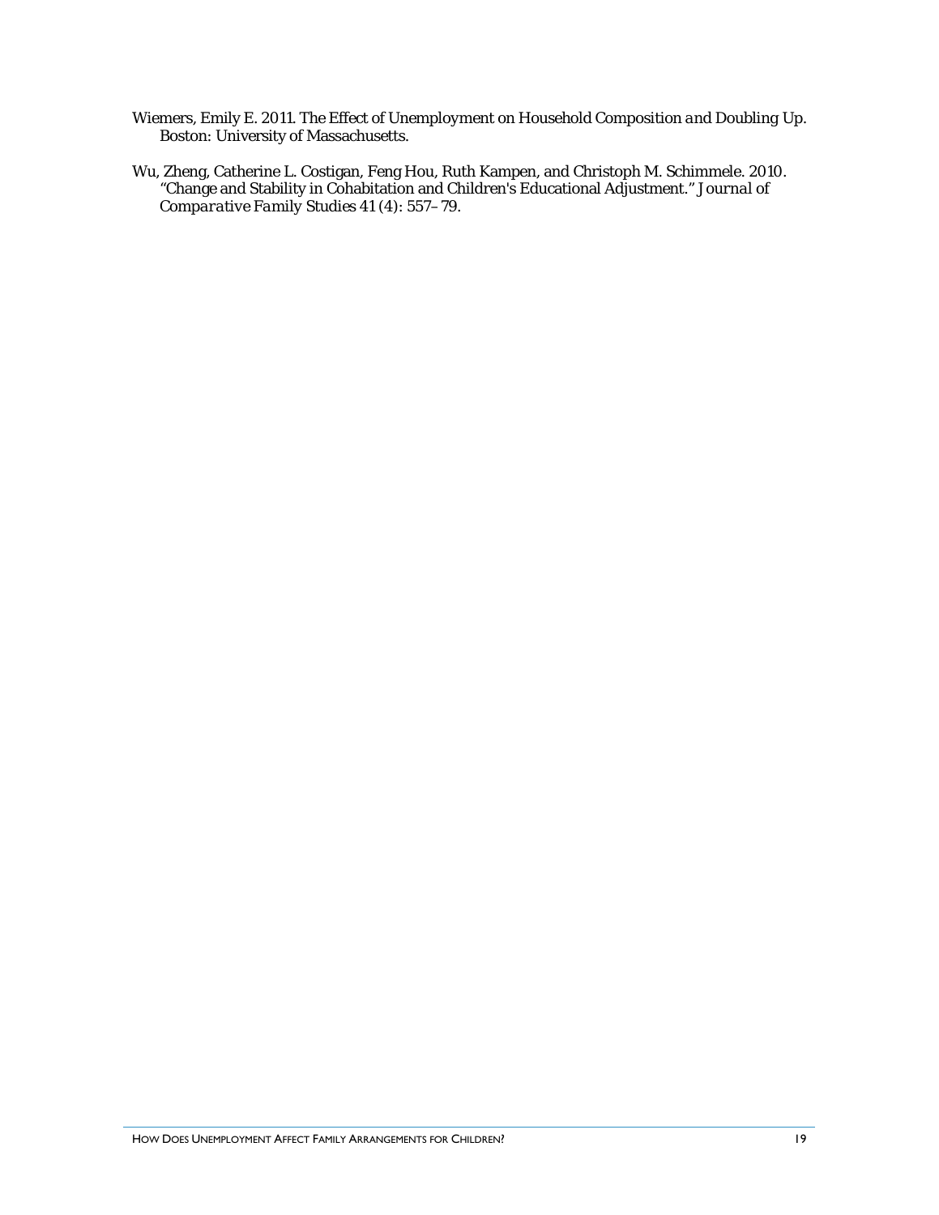Wiemers, Emily E. 2011. *The Effect of Unemployment on Household Composition and Doubling Up.* Boston: University of Massachusetts.

Wu, Zheng, Catherine L. Costigan, Feng Hou, Ruth Kampen, and Christoph M. Schimmele. 2010. "Change and Stability in Cohabitation and Children's Educational Adjustment." *Journal of Comparative Family Studies* 41 (4): 557–79.